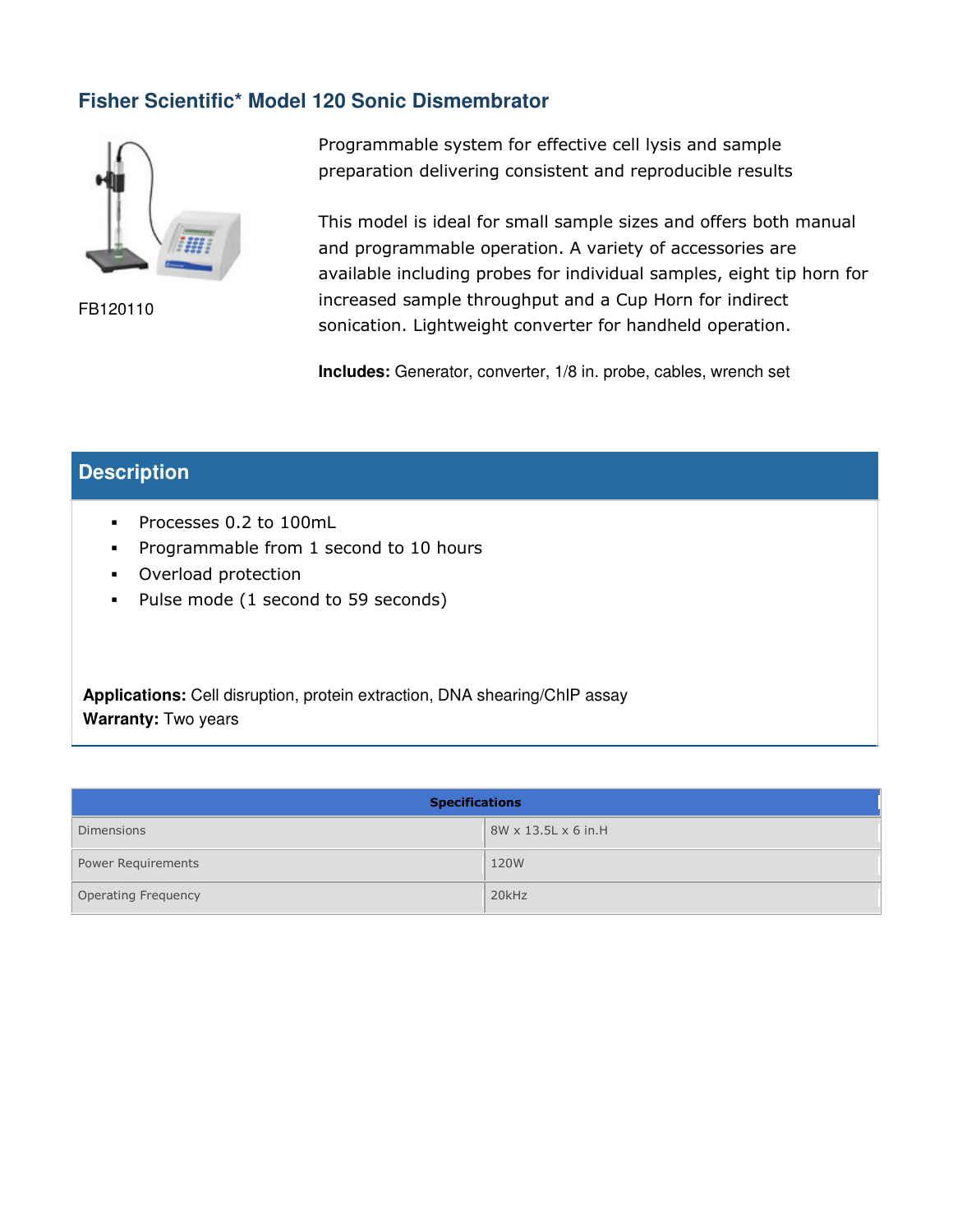## Fisher Scientific* Model 120 Sonic Dismembrator

FB120110

Programmable system for effective cell lysis and sample preparation delivering consistent and reproducible results

This model is ideal for small sample sizes and offers both manual and programmable operation. A variety of accessories are available including probes for individual samples, eight tip horn for increased sample throughput and a Cup Horn for indirect sonication. Lightweight converter for handheld operation.

**Includes:** Generator, converter, 1/8 in. probe, cables, wrench set

## Description

- Processes 0.2 to 100mL
- Programmable from 1 second to 10 hours
- Overload protection
- Pulse mode (1 second to 59 seconds)

**Applications:** Cell disruption, protein extraction, DNA shearing/ChIP assay
**Warranty:** Two years

| Specifications | |
|---|---|
| Dimensions | 8W x 13.5L x 6 in.H |
| Power Requirements | 120W |
| Operating Frequency | 20kHz |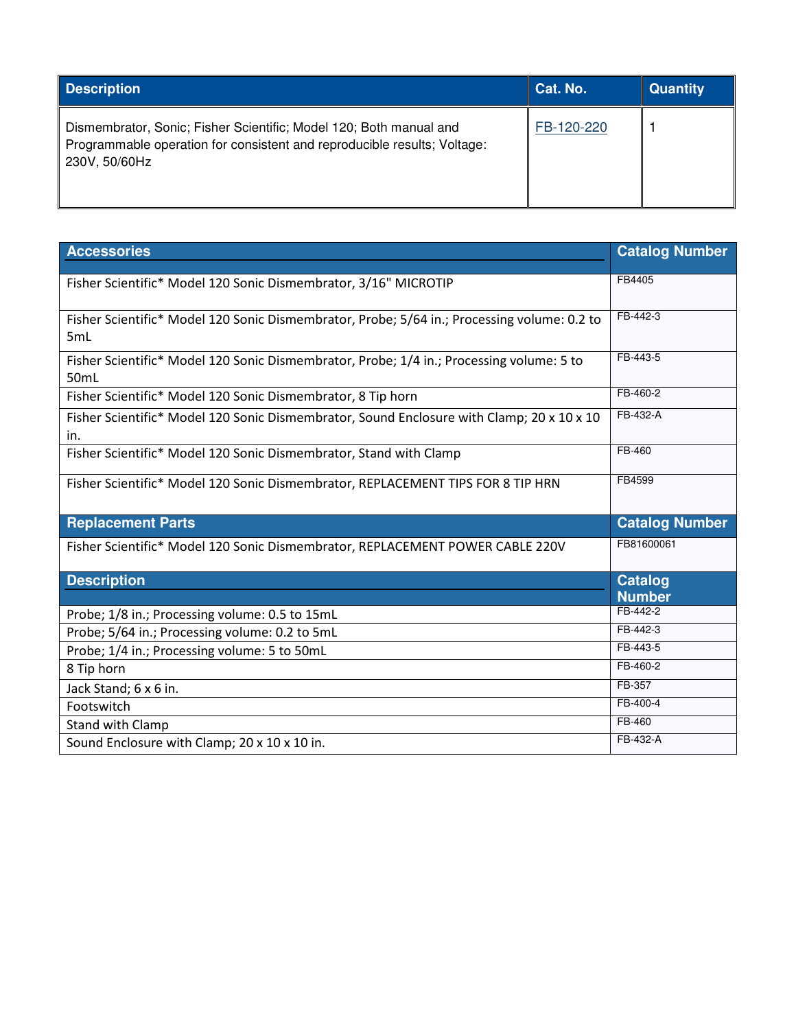| Description | Cat. No. | Quantity |
| --- | --- | --- |
| Dismembrator, Sonic; Fisher Scientific; Model 120; Both manual and Programmable operation for consistent and reproducible results; Voltage: 230V, 50/60Hz | FB-120-220 | 1 |

| Accessories | Catalog Number |
| --- | --- |
| Fisher Scientific* Model 120 Sonic Dismembrator, 3/16" MICROTIP | FB4405 |
| Fisher Scientific* Model 120 Sonic Dismembrator, Probe; 5/64 in.; Processing volume: 0.2 to 5mL | FB-442-3 |
| Fisher Scientific* Model 120 Sonic Dismembrator, Probe; 1/4 in.; Processing volume: 5 to 50mL | FB-443-5 |
| Fisher Scientific* Model 120 Sonic Dismembrator, 8 Tip horn | FB-460-2 |
| Fisher Scientific* Model 120 Sonic Dismembrator, Sound Enclosure with Clamp; 20 x 10 x 10 in. | FB-432-A |
| Fisher Scientific* Model 120 Sonic Dismembrator, Stand with Clamp | FB-460 |
| Fisher Scientific* Model 120 Sonic Dismembrator, REPLACEMENT TIPS FOR 8 TIP HRN | FB4599 |
| **Replacement Parts** | **Catalog Number** |
| Fisher Scientific* Model 120 Sonic Dismembrator, REPLACEMENT POWER CABLE 220V | FB81600061 |

| Description | Catalog Number |
| --- | --- |
| Probe; 1/8 in.; Processing volume: 0.5 to 15mL | FB-442-2 |
| Probe; 5/64 in.; Processing volume: 0.2 to 5mL | FB-442-3 |
| Probe; 1/4 in.; Processing volume: 5 to 50mL | FB-443-5 |
| 8 Tip horn | FB-460-2 |
| Jack Stand; 6 x 6 in. | FB-357 |
| Footswitch | FB-400-4 |
| Stand with Clamp | FB-460 |
| Sound Enclosure with Clamp; 20 x 10 x 10 in. | FB-432-A |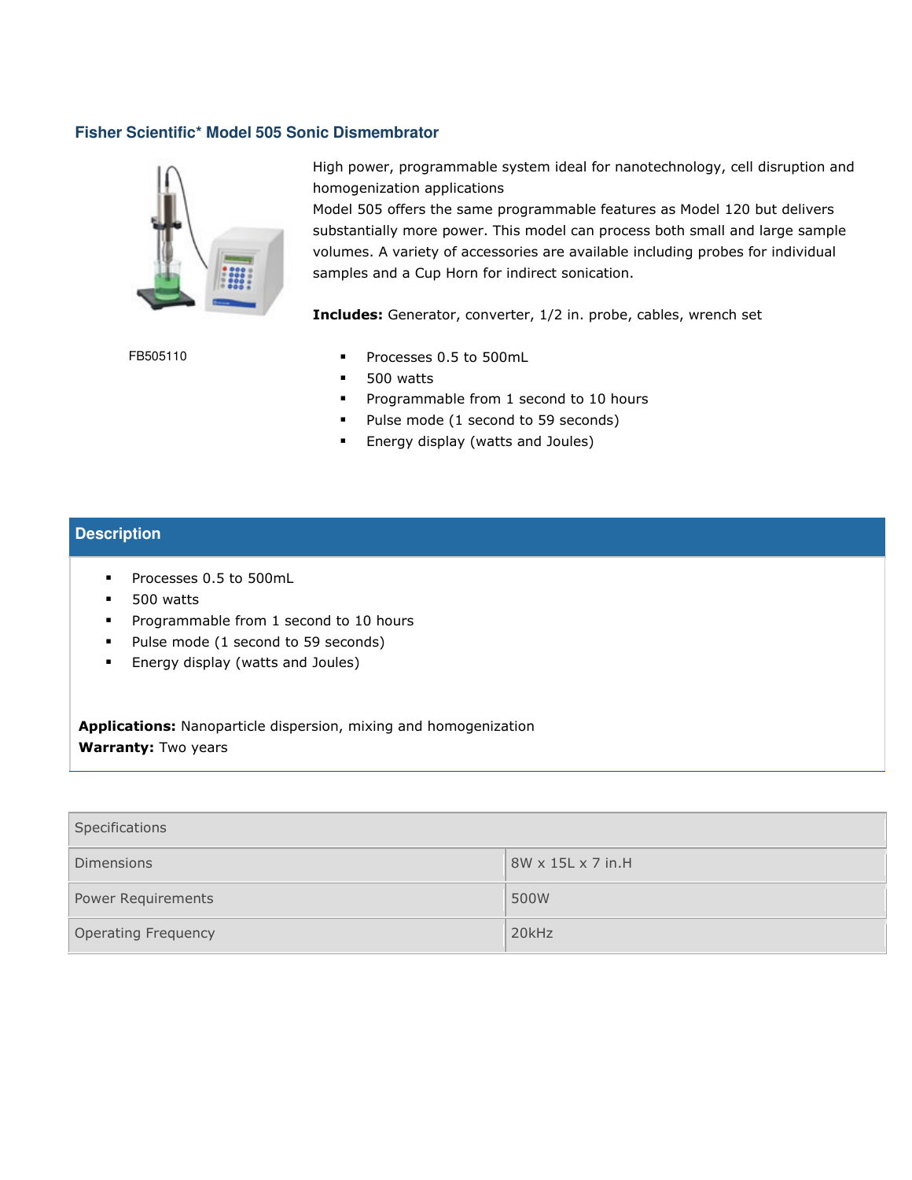### Fisher Scientific* Model 505 Sonic Dismembrator

High power, programmable system ideal for nanotechnology, cell disruption and homogenization applications

Model 505 offers the same programmable features as Model 120 but delivers substantially more power. This model can process both small and large sample volumes. A variety of accessories are available including probes for individual samples and a Cup Horn for indirect sonication.

**Includes:** Generator, converter, 1/2 in. probe, cables, wrench set

FB505110

- Processes 0.5 to 500mL
- 500 watts
- Programmable from 1 second to 10 hours
- Pulse mode (1 second to 59 seconds)
- Energy display (watts and Joules)

## Description

- Processes 0.5 to 500mL
- 500 watts
- Programmable from 1 second to 10 hours
- Pulse mode (1 second to 59 seconds)
- Energy display (watts and Joules)

**Applications:** Nanoparticle dispersion, mixing and homogenization
**Warranty:** Two years

| Specifications | |
|---|---|
| Dimensions | 8W x 15L x 7 in.H |
| Power Requirements | 500W |
| Operating Frequency | 20kHz |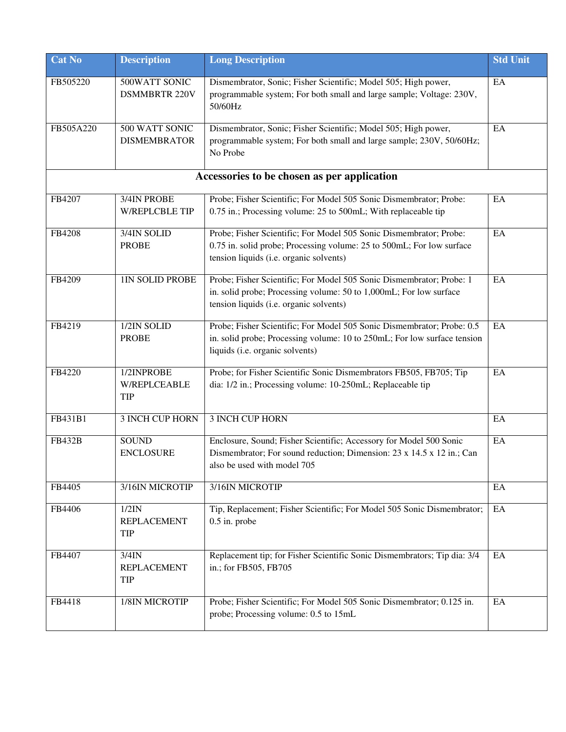| Cat No | Description | Long Description | Std Unit |
|---|---|---|---|
| FB505220 | 500WATT SONIC DSMMBRTR 220V | Dismembrator, Sonic; Fisher Scientific; Model 505; High power, programmable system; For both small and large sample; Voltage: 230V, 50/60Hz | EA |
| FB505A220 | 500 WATT SONIC DISMEMBRATOR | Dismembrator, Sonic; Fisher Scientific; Model 505; High power, programmable system; For both small and large sample; 230V, 50/60Hz; No Probe | EA |
| **Accessories to be chosen as per application** | | | |
| FB4207 | 3/4IN PROBE W/REPLCBLE TIP | Probe; Fisher Scientific; For Model 505 Sonic Dismembrator; Probe: 0.75 in.; Processing volume: 25 to 500mL; With replaceable tip | EA |
| FB4208 | 3/4IN SOLID PROBE | Probe; Fisher Scientific; For Model 505 Sonic Dismembrator; Probe: 0.75 in. solid probe; Processing volume: 25 to 500mL; For low surface tension liquids (i.e. organic solvents) | EA |
| FB4209 | 1IN SOLID PROBE | Probe; Fisher Scientific; For Model 505 Sonic Dismembrator; Probe: 1 in. solid probe; Processing volume: 50 to 1,000mL; For low surface tension liquids (i.e. organic solvents) | EA |
| FB4219 | 1/2IN SOLID PROBE | Probe; Fisher Scientific; For Model 505 Sonic Dismembrator; Probe: 0.5 in. solid probe; Processing volume: 10 to 250mL; For low surface tension liquids (i.e. organic solvents) | EA |
| FB4220 | 1/2INPROBE W/REPLCEABLE TIP | Probe; for Fisher Scientific Sonic Dismembrators FB505, FB705; Tip dia: 1/2 in.; Processing volume: 10-250mL; Replaceable tip | EA |
| FB431B1 | 3 INCH CUP HORN | 3 INCH CUP HORN | EA |
| FB432B | SOUND ENCLOSURE | Enclosure, Sound; Fisher Scientific; Accessory for Model 500 Sonic Dismembrator; For sound reduction; Dimension: 23 x 14.5 x 12 in.; Can also be used with model 705 | EA |
| FB4405 | 3/16IN MICROTIP | 3/16IN MICROTIP | EA |
| FB4406 | 1/2IN REPLACEMENT TIP | Tip, Replacement; Fisher Scientific; For Model 505 Sonic Dismembrator; 0.5 in. probe | EA |
| FB4407 | 3/4IN REPLACEMENT TIP | Replacement tip; for Fisher Scientific Sonic Dismembrators; Tip dia: 3/4 in.; for FB505, FB705 | EA |
| FB4418 | 1/8IN MICROTIP | Probe; Fisher Scientific; For Model 505 Sonic Dismembrator; 0.125 in. probe; Processing volume: 0.5 to 15mL | EA |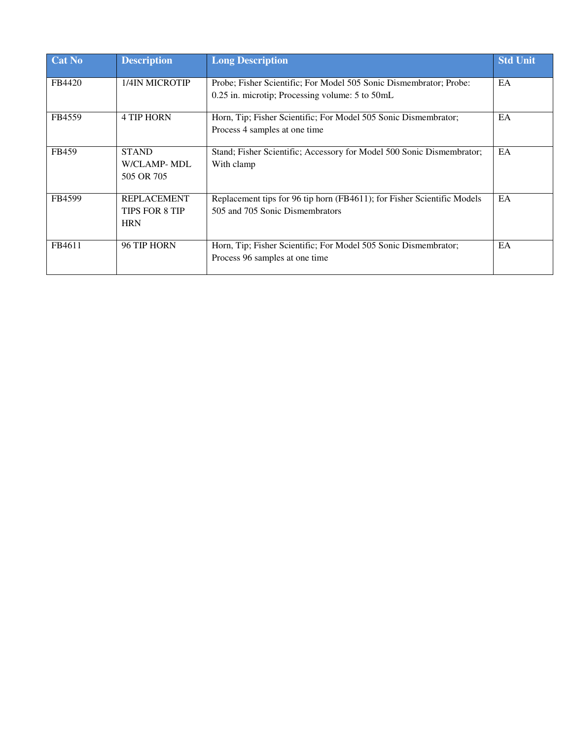| Cat No | Description | Long Description | Std Unit |
|---|---|---|---|
| FB4420 | 1/4IN MICROTIP | Probe; Fisher Scientific; For Model 505 Sonic Dismembrator; Probe: 0.25 in. microtip; Processing volume: 5 to 50mL | EA |
| FB4559 | 4 TIP HORN | Horn, Tip; Fisher Scientific; For Model 505 Sonic Dismembrator; Process 4 samples at one time | EA |
| FB459 | STAND W/CLAMP- MDL 505 OR 705 | Stand; Fisher Scientific; Accessory for Model 500 Sonic Dismembrator; With clamp | EA |
| FB4599 | REPLACEMENT TIPS FOR 8 TIP HRN | Replacement tips for 96 tip horn (FB4611); for Fisher Scientific Models 505 and 705 Sonic Dismembrators | EA |
| FB4611 | 96 TIP HORN | Horn, Tip; Fisher Scientific; For Model 505 Sonic Dismembrator; Process 96 samples at one time | EA |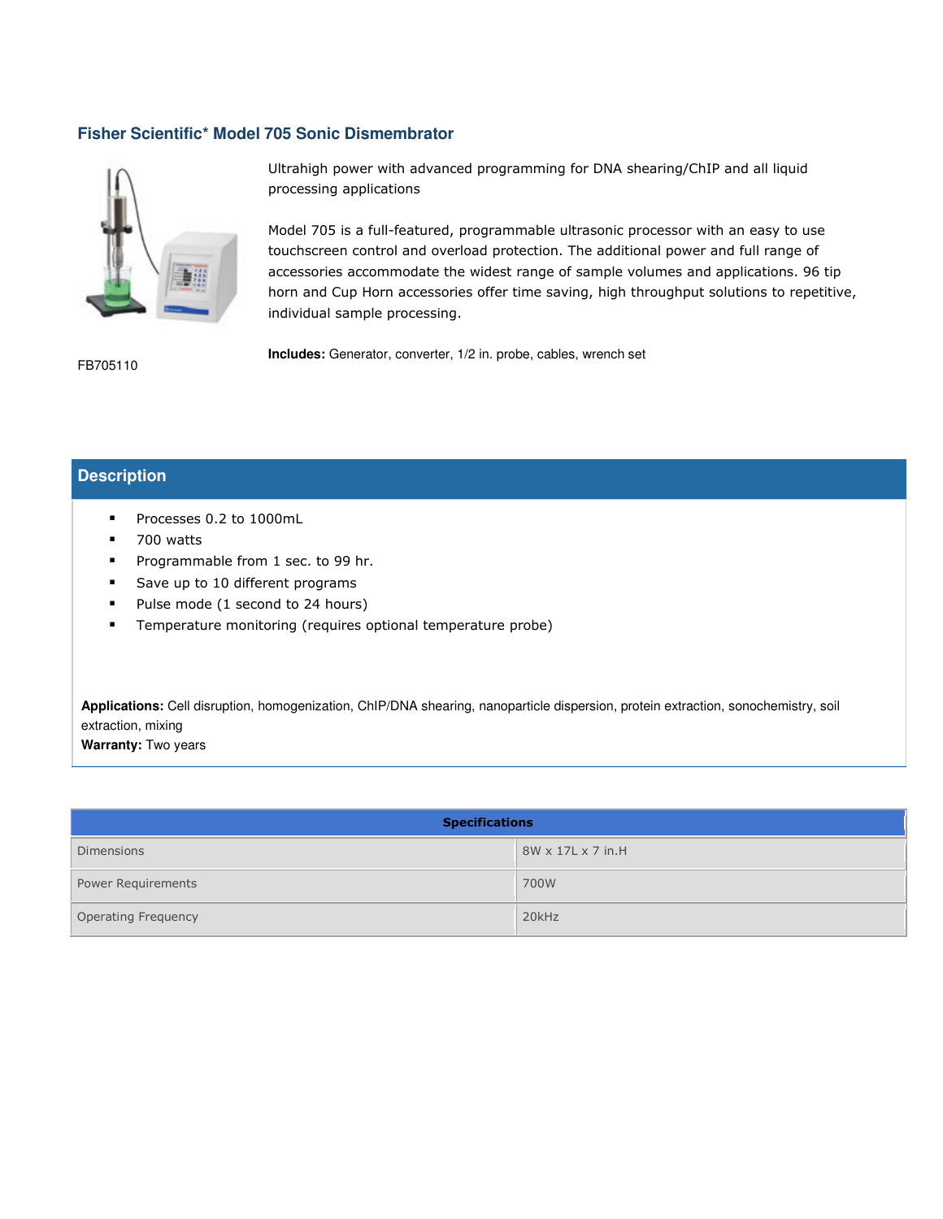## Fisher Scientific* Model 705 Sonic Dismembrator

FB705110

Ultrahigh power with advanced programming for DNA shearing/ChIP and all liquid processing applications

Model 705 is a full-featured, programmable ultrasonic processor with an easy to use touchscreen control and overload protection. The additional power and full range of accessories accommodate the widest range of sample volumes and applications. 96 tip horn and Cup Horn accessories offer time saving, high throughput solutions to repetitive, individual sample processing.

**Includes:** Generator, converter, 1/2 in. probe, cables, wrench set

### Description

- Processes 0.2 to 1000mL
- 700 watts
- Programmable from 1 sec. to 99 hr.
- Save up to 10 different programs
- Pulse mode (1 second to 24 hours)
- Temperature monitoring (requires optional temperature probe)

**Applications:** Cell disruption, homogenization, ChIP/DNA shearing, nanoparticle dispersion, protein extraction, sonochemistry, soil extraction, mixing
**Warranty:** Two years

| Specifications | |
|---|---|
| Dimensions | 8W x 17L x 7 in.H |
| Power Requirements | 700W |
| Operating Frequency | 20kHz |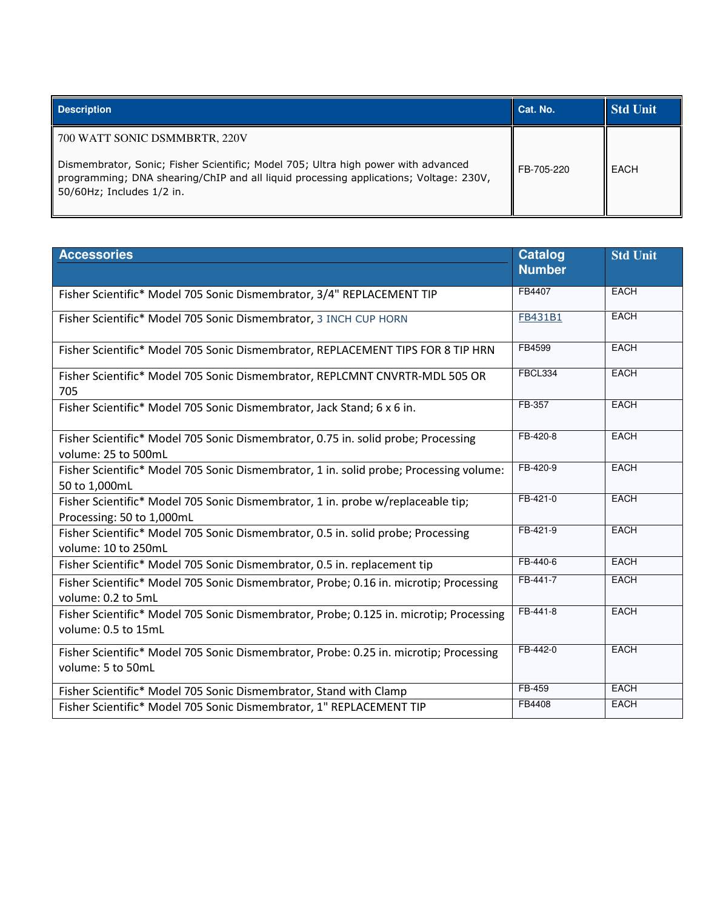| Description | Cat. No. | Std Unit |
|---|---|---|
| 700 WATT SONIC DSMMBRTR, 220V<br><br>Dismembrator, Sonic; Fisher Scientific; Model 705; Ultra high power with advanced programming; DNA shearing/ChIP and all liquid processing applications; Voltage: 230V, 50/60Hz; Includes 1/2 in. | FB-705-220 | EACH |

| Accessories | Catalog Number | Std Unit |
|---|---|---|
| Fisher Scientific* Model 705 Sonic Dismembrator, 3/4" REPLACEMENT TIP | FB4407 | EACH |
| Fisher Scientific* Model 705 Sonic Dismembrator, 3 INCH CUP HORN | FB431B1 | EACH |
| Fisher Scientific* Model 705 Sonic Dismembrator, REPLACEMENT TIPS FOR 8 TIP HRN | FB4599 | EACH |
| Fisher Scientific* Model 705 Sonic Dismembrator, REPLCMNT CNVRTR-MDL 505 OR 705 | FBCL334 | EACH |
| Fisher Scientific* Model 705 Sonic Dismembrator, Jack Stand; 6 x 6 in. | FB-357 | EACH |
| Fisher Scientific* Model 705 Sonic Dismembrator, 0.75 in. solid probe; Processing volume: 25 to 500mL | FB-420-8 | EACH |
| Fisher Scientific* Model 705 Sonic Dismembrator, 1 in. solid probe; Processing volume: 50 to 1,000mL | FB-420-9 | EACH |
| Fisher Scientific* Model 705 Sonic Dismembrator, 1 in. probe w/replaceable tip; Processing: 50 to 1,000mL | FB-421-0 | EACH |
| Fisher Scientific* Model 705 Sonic Dismembrator, 0.5 in. solid probe; Processing volume: 10 to 250mL | FB-421-9 | EACH |
| Fisher Scientific* Model 705 Sonic Dismembrator, 0.5 in. replacement tip | FB-440-6 | EACH |
| Fisher Scientific* Model 705 Sonic Dismembrator, Probe; 0.16 in. microtip; Processing volume: 0.2 to 5mL | FB-441-7 | EACH |
| Fisher Scientific* Model 705 Sonic Dismembrator, Probe; 0.125 in. microtip; Processing volume: 0.5 to 15mL | FB-441-8 | EACH |
| Fisher Scientific* Model 705 Sonic Dismembrator, Probe: 0.25 in. microtip; Processing volume: 5 to 50mL | FB-442-0 | EACH |
| Fisher Scientific* Model 705 Sonic Dismembrator, Stand with Clamp | FB-459 | EACH |
| Fisher Scientific* Model 705 Sonic Dismembrator, 1" REPLACEMENT TIP | FB4408 | EACH |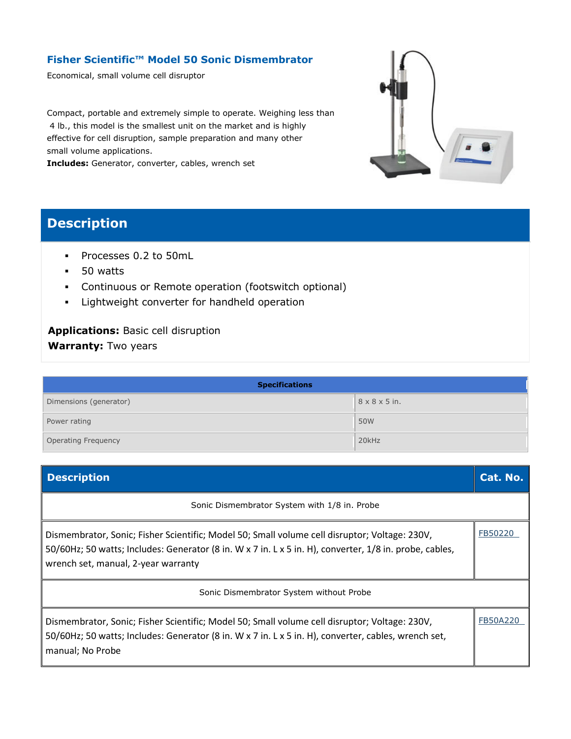## Fisher Scientific™ Model 50 Sonic Dismembrator

Economical, small volume cell disruptor

Compact, portable and extremely simple to operate. Weighing less than 4 lb., this model is the smallest unit on the market and is highly effective for cell disruption, sample preparation and many other small volume applications.

**Includes:** Generator, converter, cables, wrench set

## Description

- Processes 0.2 to 50mL
- 50 watts
- Continuous or Remote operation (footswitch optional)
- Lightweight converter for handheld operation

**Applications:** Basic cell disruption

**Warranty:** Two years

| Specifications | |
|---|---|
| Dimensions (generator) | 8 x 8 x 5 in. |
| Power rating | 50W |
| Operating Frequency | 20kHz |

| Description | Cat. No. |
|---|---|
| Sonic Dismembrator System with 1/8 in. Probe | |
| Dismembrator, Sonic; Fisher Scientific; Model 50; Small volume cell disruptor; Voltage: 230V, 50/60Hz; 50 watts; Includes: Generator (8 in. W x 7 in. L x 5 in. H), converter, 1/8 in. probe, cables, wrench set, manual, 2-year warranty | FB50220 |
| Sonic Dismembrator System without Probe | |
| Dismembrator, Sonic; Fisher Scientific; Model 50; Small volume cell disruptor; Voltage: 230V, 50/60Hz; 50 watts; Includes: Generator (8 in. W x 7 in. L x 5 in. H), converter, cables, wrench set, manual; No Probe | FB50A220 |